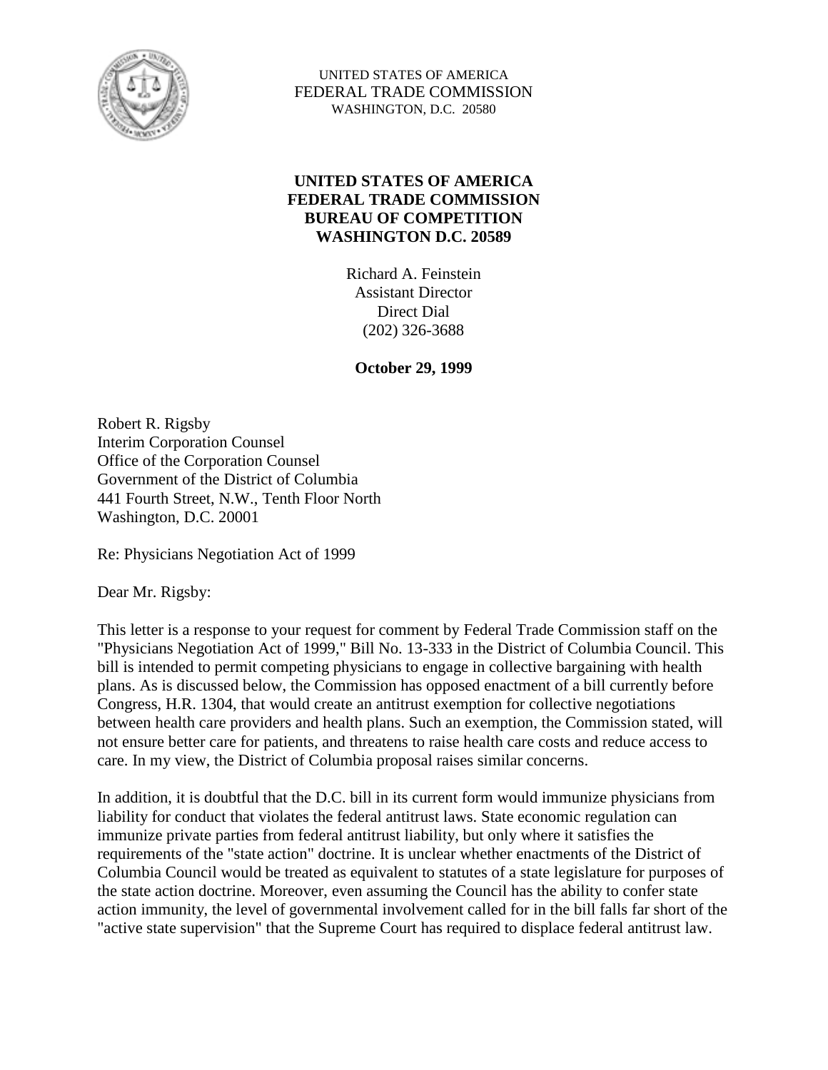UNITED STATES OF AMERICA
FEDERAL TRADE COMMISSION
WASHINGTON, D.C. 20580

**UNITED STATES OF AMERICA**
**FEDERAL TRADE COMMISSION**
**BUREAU OF COMPETITION**
**WASHINGTON D.C. 20589**

Richard A. Feinstein
Assistant Director
Direct Dial
(202) 326-3688

**October 29, 1999**

Robert R. Rigsby
Interim Corporation Counsel
Office of the Corporation Counsel
Government of the District of Columbia
441 Fourth Street, N.W., Tenth Floor North
Washington, D.C. 20001

Re: Physicians Negotiation Act of 1999

Dear Mr. Rigsby:

This letter is a response to your request for comment by Federal Trade Commission staff on the "Physicians Negotiation Act of 1999," Bill No. 13-333 in the District of Columbia Council. This bill is intended to permit competing physicians to engage in collective bargaining with health plans. As is discussed below, the Commission has opposed enactment of a bill currently before Congress, H.R. 1304, that would create an antitrust exemption for collective negotiations between health care providers and health plans. Such an exemption, the Commission stated, will not ensure better care for patients, and threatens to raise health care costs and reduce access to care. In my view, the District of Columbia proposal raises similar concerns.

In addition, it is doubtful that the D.C. bill in its current form would immunize physicians from liability for conduct that violates the federal antitrust laws. State economic regulation can immunize private parties from federal antitrust liability, but only where it satisfies the requirements of the "state action" doctrine. It is unclear whether enactments of the District of Columbia Council would be treated as equivalent to statutes of a state legislature for purposes of the state action doctrine. Moreover, even assuming the Council has the ability to confer state action immunity, the level of governmental involvement called for in the bill falls far short of the "active state supervision" that the Supreme Court has required to displace federal antitrust law.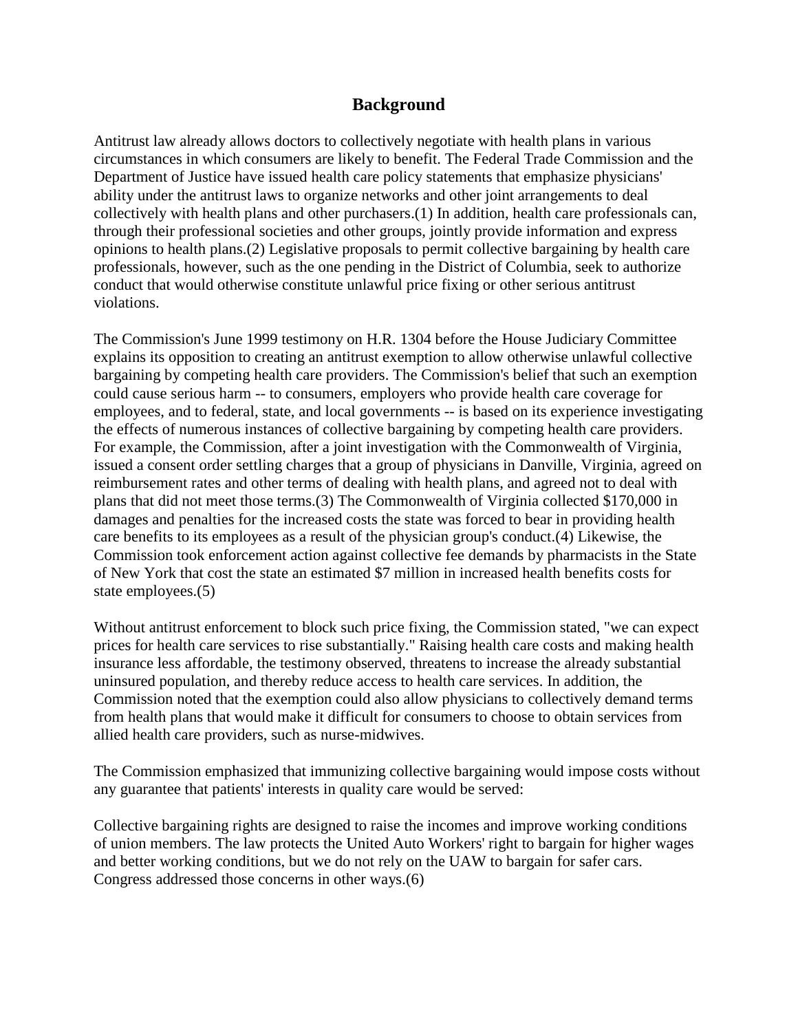## Background

Antitrust law already allows doctors to collectively negotiate with health plans in various circumstances in which consumers are likely to benefit. The Federal Trade Commission and the Department of Justice have issued health care policy statements that emphasize physicians' ability under the antitrust laws to organize networks and other joint arrangements to deal collectively with health plans and other purchasers.(1) In addition, health care professionals can, through their professional societies and other groups, jointly provide information and express opinions to health plans.(2) Legislative proposals to permit collective bargaining by health care professionals, however, such as the one pending in the District of Columbia, seek to authorize conduct that would otherwise constitute unlawful price fixing or other serious antitrust violations.

The Commission's June 1999 testimony on H.R. 1304 before the House Judiciary Committee explains its opposition to creating an antitrust exemption to allow otherwise unlawful collective bargaining by competing health care providers. The Commission's belief that such an exemption could cause serious harm -- to consumers, employers who provide health care coverage for employees, and to federal, state, and local governments -- is based on its experience investigating the effects of numerous instances of collective bargaining by competing health care providers. For example, the Commission, after a joint investigation with the Commonwealth of Virginia, issued a consent order settling charges that a group of physicians in Danville, Virginia, agreed on reimbursement rates and other terms of dealing with health plans, and agreed not to deal with plans that did not meet those terms.(3) The Commonwealth of Virginia collected $170,000 in damages and penalties for the increased costs the state was forced to bear in providing health care benefits to its employees as a result of the physician group's conduct.(4) Likewise, the Commission took enforcement action against collective fee demands by pharmacists in the State of New York that cost the state an estimated $7 million in increased health benefits costs for state employees.(5)

Without antitrust enforcement to block such price fixing, the Commission stated, "we can expect prices for health care services to rise substantially." Raising health care costs and making health insurance less affordable, the testimony observed, threatens to increase the already substantial uninsured population, and thereby reduce access to health care services. In addition, the Commission noted that the exemption could also allow physicians to collectively demand terms from health plans that would make it difficult for consumers to choose to obtain services from allied health care providers, such as nurse-midwives.

The Commission emphasized that immunizing collective bargaining would impose costs without any guarantee that patients' interests in quality care would be served:

Collective bargaining rights are designed to raise the incomes and improve working conditions of union members. The law protects the United Auto Workers' right to bargain for higher wages and better working conditions, but we do not rely on the UAW to bargain for safer cars. Congress addressed those concerns in other ways.(6)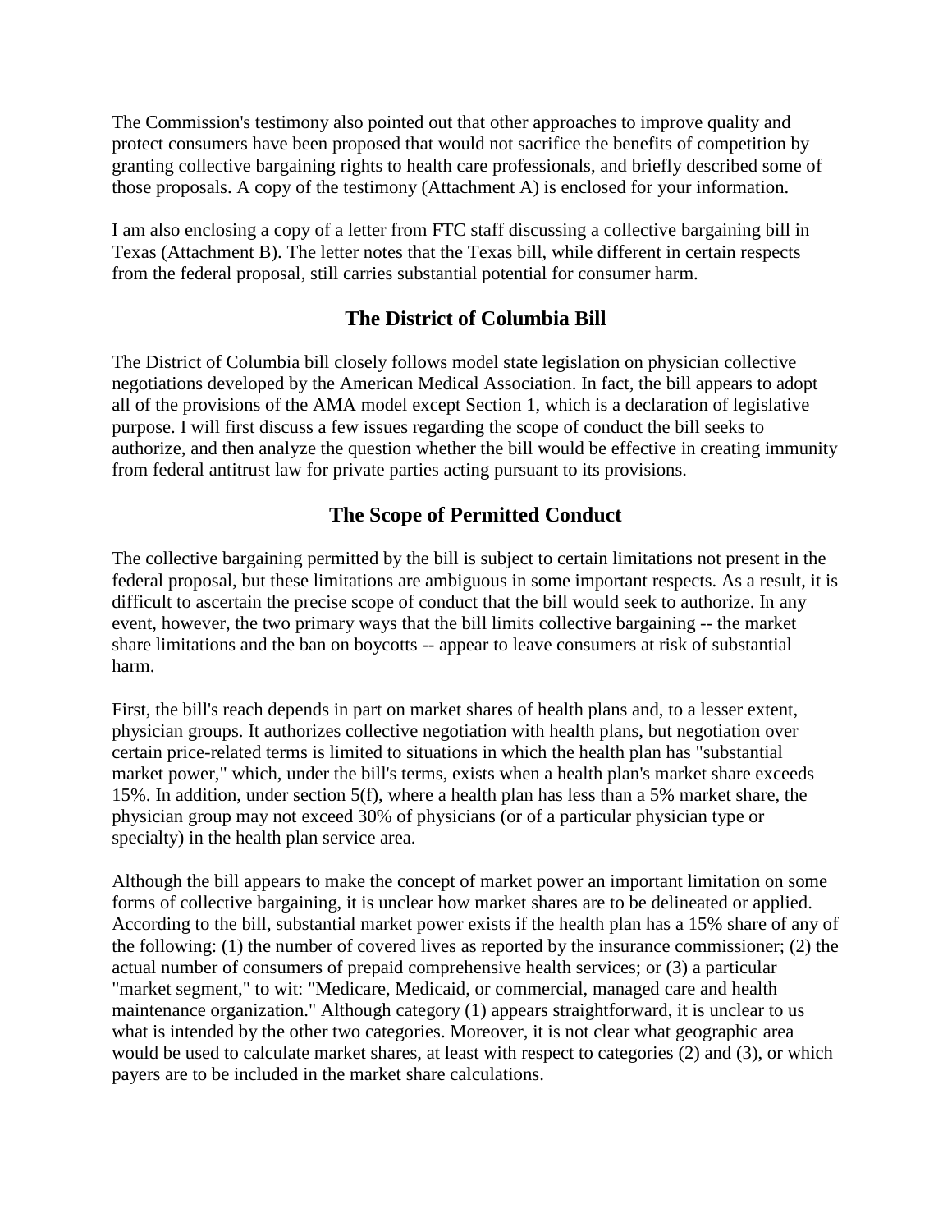The Commission's testimony also pointed out that other approaches to improve quality and protect consumers have been proposed that would not sacrifice the benefits of competition by granting collective bargaining rights to health care professionals, and briefly described some of those proposals. A copy of the testimony (Attachment A) is enclosed for your information.

I am also enclosing a copy of a letter from FTC staff discussing a collective bargaining bill in Texas (Attachment B). The letter notes that the Texas bill, while different in certain respects from the federal proposal, still carries substantial potential for consumer harm.

## The District of Columbia Bill

The District of Columbia bill closely follows model state legislation on physician collective negotiations developed by the American Medical Association. In fact, the bill appears to adopt all of the provisions of the AMA model except Section 1, which is a declaration of legislative purpose. I will first discuss a few issues regarding the scope of conduct the bill seeks to authorize, and then analyze the question whether the bill would be effective in creating immunity from federal antitrust law for private parties acting pursuant to its provisions.

## The Scope of Permitted Conduct

The collective bargaining permitted by the bill is subject to certain limitations not present in the federal proposal, but these limitations are ambiguous in some important respects. As a result, it is difficult to ascertain the precise scope of conduct that the bill would seek to authorize. In any event, however, the two primary ways that the bill limits collective bargaining -- the market share limitations and the ban on boycotts -- appear to leave consumers at risk of substantial harm.

First, the bill's reach depends in part on market shares of health plans and, to a lesser extent, physician groups. It authorizes collective negotiation with health plans, but negotiation over certain price-related terms is limited to situations in which the health plan has "substantial market power," which, under the bill's terms, exists when a health plan's market share exceeds 15%. In addition, under section 5(f), where a health plan has less than a 5% market share, the physician group may not exceed 30% of physicians (or of a particular physician type or specialty) in the health plan service area.

Although the bill appears to make the concept of market power an important limitation on some forms of collective bargaining, it is unclear how market shares are to be delineated or applied. According to the bill, substantial market power exists if the health plan has a 15% share of any of the following: (1) the number of covered lives as reported by the insurance commissioner; (2) the actual number of consumers of prepaid comprehensive health services; or (3) a particular "market segment," to wit: "Medicare, Medicaid, or commercial, managed care and health maintenance organization." Although category (1) appears straightforward, it is unclear to us what is intended by the other two categories. Moreover, it is not clear what geographic area would be used to calculate market shares, at least with respect to categories (2) and (3), or which payers are to be included in the market share calculations.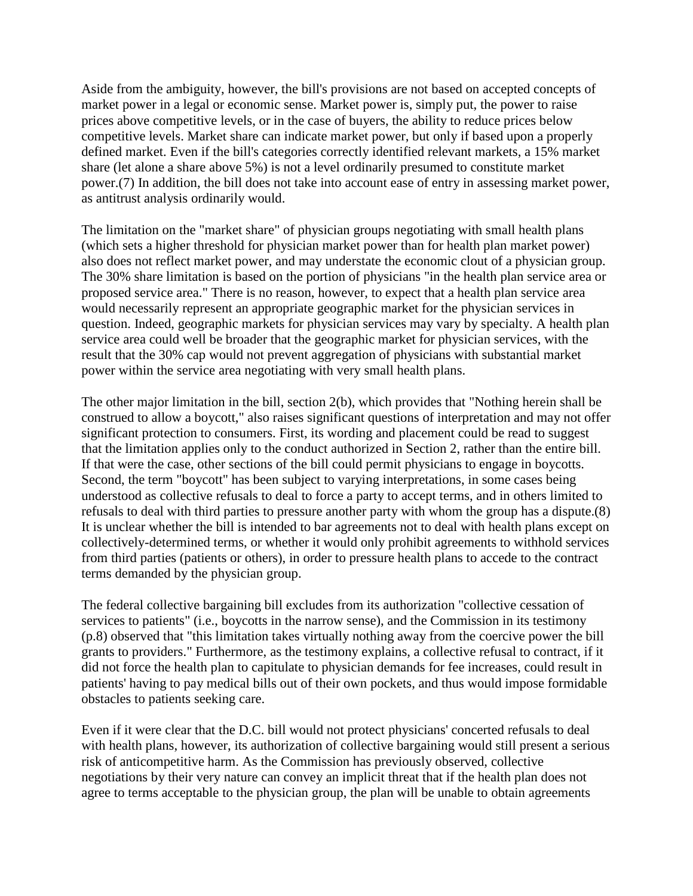Aside from the ambiguity, however, the bill's provisions are not based on accepted concepts of market power in a legal or economic sense. Market power is, simply put, the power to raise prices above competitive levels, or in the case of buyers, the ability to reduce prices below competitive levels. Market share can indicate market power, but only if based upon a properly defined market. Even if the bill's categories correctly identified relevant markets, a 15% market share (let alone a share above 5%) is not a level ordinarily presumed to constitute market power.(7) In addition, the bill does not take into account ease of entry in assessing market power, as antitrust analysis ordinarily would.

The limitation on the "market share" of physician groups negotiating with small health plans (which sets a higher threshold for physician market power than for health plan market power) also does not reflect market power, and may understate the economic clout of a physician group. The 30% share limitation is based on the portion of physicians "in the health plan service area or proposed service area." There is no reason, however, to expect that a health plan service area would necessarily represent an appropriate geographic market for the physician services in question. Indeed, geographic markets for physician services may vary by specialty. A health plan service area could well be broader that the geographic market for physician services, with the result that the 30% cap would not prevent aggregation of physicians with substantial market power within the service area negotiating with very small health plans.

The other major limitation in the bill, section 2(b), which provides that "Nothing herein shall be construed to allow a boycott," also raises significant questions of interpretation and may not offer significant protection to consumers. First, its wording and placement could be read to suggest that the limitation applies only to the conduct authorized in Section 2, rather than the entire bill. If that were the case, other sections of the bill could permit physicians to engage in boycotts. Second, the term "boycott" has been subject to varying interpretations, in some cases being understood as collective refusals to deal to force a party to accept terms, and in others limited to refusals to deal with third parties to pressure another party with whom the group has a dispute.(8) It is unclear whether the bill is intended to bar agreements not to deal with health plans except on collectively-determined terms, or whether it would only prohibit agreements to withhold services from third parties (patients or others), in order to pressure health plans to accede to the contract terms demanded by the physician group.

The federal collective bargaining bill excludes from its authorization "collective cessation of services to patients" (i.e., boycotts in the narrow sense), and the Commission in its testimony (p.8) observed that "this limitation takes virtually nothing away from the coercive power the bill grants to providers." Furthermore, as the testimony explains, a collective refusal to contract, if it did not force the health plan to capitulate to physician demands for fee increases, could result in patients' having to pay medical bills out of their own pockets, and thus would impose formidable obstacles to patients seeking care.

Even if it were clear that the D.C. bill would not protect physicians' concerted refusals to deal with health plans, however, its authorization of collective bargaining would still present a serious risk of anticompetitive harm. As the Commission has previously observed, collective negotiations by their very nature can convey an implicit threat that if the health plan does not agree to terms acceptable to the physician group, the plan will be unable to obtain agreements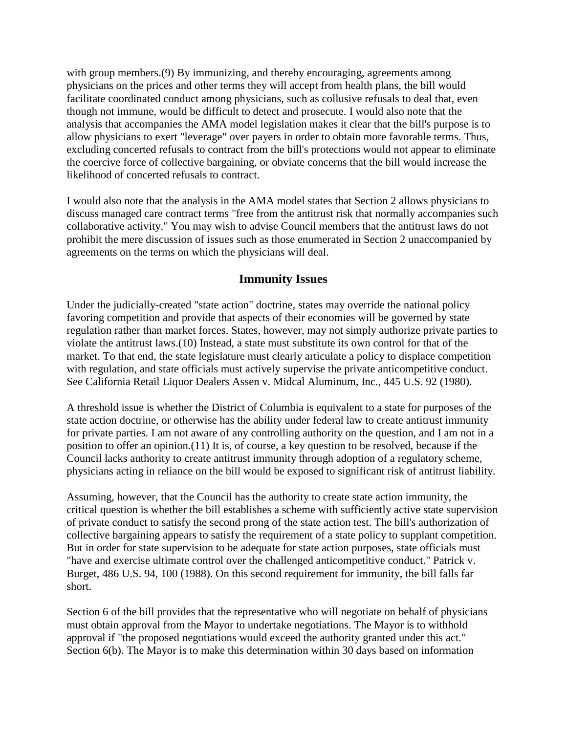with group members.(9) By immunizing, and thereby encouraging, agreements among physicians on the prices and other terms they will accept from health plans, the bill would facilitate coordinated conduct among physicians, such as collusive refusals to deal that, even though not immune, would be difficult to detect and prosecute. I would also note that the analysis that accompanies the AMA model legislation makes it clear that the bill's purpose is to allow physicians to exert "leverage" over payers in order to obtain more favorable terms. Thus, excluding concerted refusals to contract from the bill's protections would not appear to eliminate the coercive force of collective bargaining, or obviate concerns that the bill would increase the likelihood of concerted refusals to contract.

I would also note that the analysis in the AMA model states that Section 2 allows physicians to discuss managed care contract terms "free from the antitrust risk that normally accompanies such collaborative activity." You may wish to advise Council members that the antitrust laws do not prohibit the mere discussion of issues such as those enumerated in Section 2 unaccompanied by agreements on the terms on which the physicians will deal.

## Immunity Issues

Under the judicially-created "state action" doctrine, states may override the national policy favoring competition and provide that aspects of their economies will be governed by state regulation rather than market forces. States, however, may not simply authorize private parties to violate the antitrust laws.(10) Instead, a state must substitute its own control for that of the market. To that end, the state legislature must clearly articulate a policy to displace competition with regulation, and state officials must actively supervise the private anticompetitive conduct. See California Retail Liquor Dealers Assen v. Midcal Aluminum, Inc., 445 U.S. 92 (1980).

A threshold issue is whether the District of Columbia is equivalent to a state for purposes of the state action doctrine, or otherwise has the ability under federal law to create antitrust immunity for private parties. I am not aware of any controlling authority on the question, and I am not in a position to offer an opinion.(11) It is, of course, a key question to be resolved, because if the Council lacks authority to create antitrust immunity through adoption of a regulatory scheme, physicians acting in reliance on the bill would be exposed to significant risk of antitrust liability.

Assuming, however, that the Council has the authority to create state action immunity, the critical question is whether the bill establishes a scheme with sufficiently active state supervision of private conduct to satisfy the second prong of the state action test. The bill's authorization of collective bargaining appears to satisfy the requirement of a state policy to supplant competition. But in order for state supervision to be adequate for state action purposes, state officials must "have and exercise ultimate control over the challenged anticompetitive conduct." Patrick v. Burget, 486 U.S. 94, 100 (1988). On this second requirement for immunity, the bill falls far short.

Section 6 of the bill provides that the representative who will negotiate on behalf of physicians must obtain approval from the Mayor to undertake negotiations. The Mayor is to withhold approval if "the proposed negotiations would exceed the authority granted under this act." Section 6(b). The Mayor is to make this determination within 30 days based on information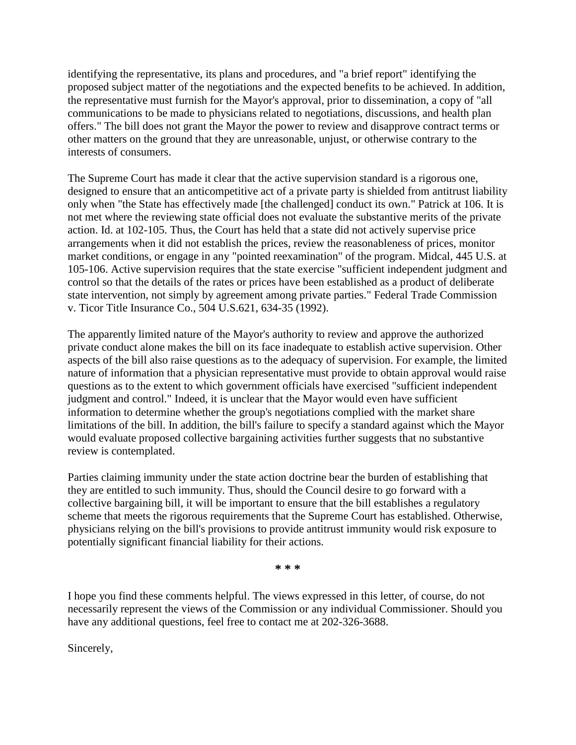identifying the representative, its plans and procedures, and "a brief report" identifying the proposed subject matter of the negotiations and the expected benefits to be achieved. In addition, the representative must furnish for the Mayor's approval, prior to dissemination, a copy of "all communications to be made to physicians related to negotiations, discussions, and health plan offers." The bill does not grant the Mayor the power to review and disapprove contract terms or other matters on the ground that they are unreasonable, unjust, or otherwise contrary to the interests of consumers.

The Supreme Court has made it clear that the active supervision standard is a rigorous one, designed to ensure that an anticompetitive act of a private party is shielded from antitrust liability only when "the State has effectively made [the challenged] conduct its own." Patrick at 106. It is not met where the reviewing state official does not evaluate the substantive merits of the private action. Id. at 102-105. Thus, the Court has held that a state did not actively supervise price arrangements when it did not establish the prices, review the reasonableness of prices, monitor market conditions, or engage in any "pointed reexamination" of the program. Midcal, 445 U.S. at 105-106. Active supervision requires that the state exercise "sufficient independent judgment and control so that the details of the rates or prices have been established as a product of deliberate state intervention, not simply by agreement among private parties." Federal Trade Commission v. Ticor Title Insurance Co., 504 U.S.621, 634-35 (1992).

The apparently limited nature of the Mayor's authority to review and approve the authorized private conduct alone makes the bill on its face inadequate to establish active supervision. Other aspects of the bill also raise questions as to the adequacy of supervision. For example, the limited nature of information that a physician representative must provide to obtain approval would raise questions as to the extent to which government officials have exercised "sufficient independent judgment and control." Indeed, it is unclear that the Mayor would even have sufficient information to determine whether the group's negotiations complied with the market share limitations of the bill. In addition, the bill's failure to specify a standard against which the Mayor would evaluate proposed collective bargaining activities further suggests that no substantive review is contemplated.

Parties claiming immunity under the state action doctrine bear the burden of establishing that they are entitled to such immunity. Thus, should the Council desire to go forward with a collective bargaining bill, it will be important to ensure that the bill establishes a regulatory scheme that meets the rigorous requirements that the Supreme Court has established. Otherwise, physicians relying on the bill's provisions to provide antitrust immunity would risk exposure to potentially significant financial liability for their actions.

**\* \* \***

I hope you find these comments helpful. The views expressed in this letter, of course, do not necessarily represent the views of the Commission or any individual Commissioner. Should you have any additional questions, feel free to contact me at 202-326-3688.

Sincerely,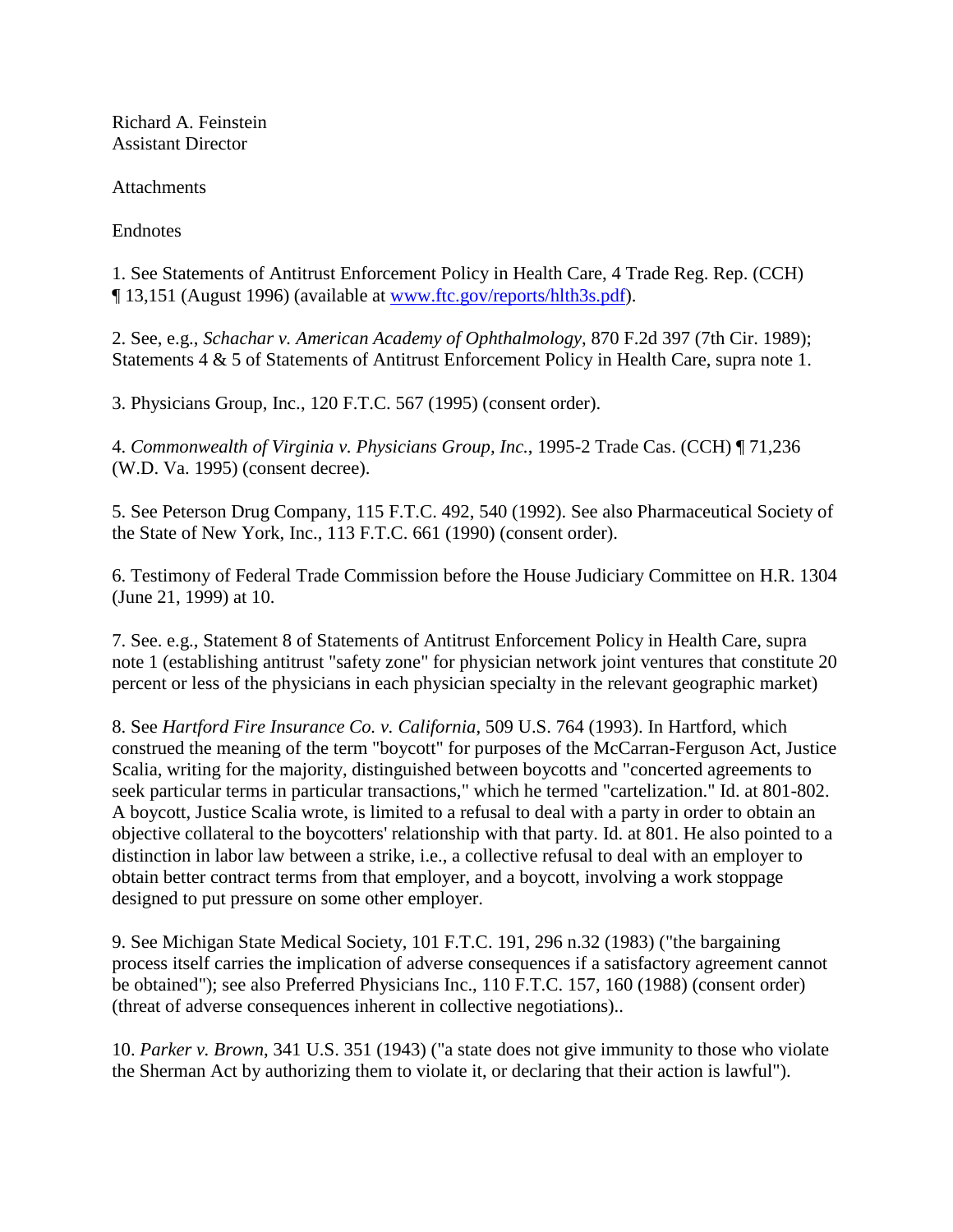Richard A. Feinstein
Assistant Director

Attachments

Endnotes

1. See Statements of Antitrust Enforcement Policy in Health Care, 4 Trade Reg. Rep. (CCH) ¶ 13,151 (August 1996) (available at [www.ftc.gov/reports/hlth3s.pdf](www.ftc.gov/reports/hlth3s.pdf)).

2. See, e.g., *Schachar v. American Academy of Ophthalmology*, 870 F.2d 397 (7th Cir. 1989); Statements 4 & 5 of Statements of Antitrust Enforcement Policy in Health Care, supra note 1.

3. Physicians Group, Inc., 120 F.T.C. 567 (1995) (consent order).

4. *Commonwealth of Virginia v. Physicians Group, Inc.*, 1995-2 Trade Cas. (CCH) ¶ 71,236 (W.D. Va. 1995) (consent decree).

5. See Peterson Drug Company, 115 F.T.C. 492, 540 (1992). See also Pharmaceutical Society of the State of New York, Inc., 113 F.T.C. 661 (1990) (consent order).

6. Testimony of Federal Trade Commission before the House Judiciary Committee on H.R. 1304 (June 21, 1999) at 10.

7. See. e.g., Statement 8 of Statements of Antitrust Enforcement Policy in Health Care, supra note 1 (establishing antitrust "safety zone" for physician network joint ventures that constitute 20 percent or less of the physicians in each physician specialty in the relevant geographic market)

8. See *Hartford Fire Insurance Co. v. California*, 509 U.S. 764 (1993). In Hartford, which construed the meaning of the term "boycott" for purposes of the McCarran-Ferguson Act, Justice Scalia, writing for the majority, distinguished between boycotts and "concerted agreements to seek particular terms in particular transactions," which he termed "cartelization." Id. at 801-802. A boycott, Justice Scalia wrote, is limited to a refusal to deal with a party in order to obtain an objective collateral to the boycotters' relationship with that party. Id. at 801. He also pointed to a distinction in labor law between a strike, i.e., a collective refusal to deal with an employer to obtain better contract terms from that employer, and a boycott, involving a work stoppage designed to put pressure on some other employer.

9. See Michigan State Medical Society, 101 F.T.C. 191, 296 n.32 (1983) ("the bargaining process itself carries the implication of adverse consequences if a satisfactory agreement cannot be obtained"); see also Preferred Physicians Inc., 110 F.T.C. 157, 160 (1988) (consent order) (threat of adverse consequences inherent in collective negotiations)..

10. *Parker v. Brown*, 341 U.S. 351 (1943) ("a state does not give immunity to those who violate the Sherman Act by authorizing them to violate it, or declaring that their action is lawful").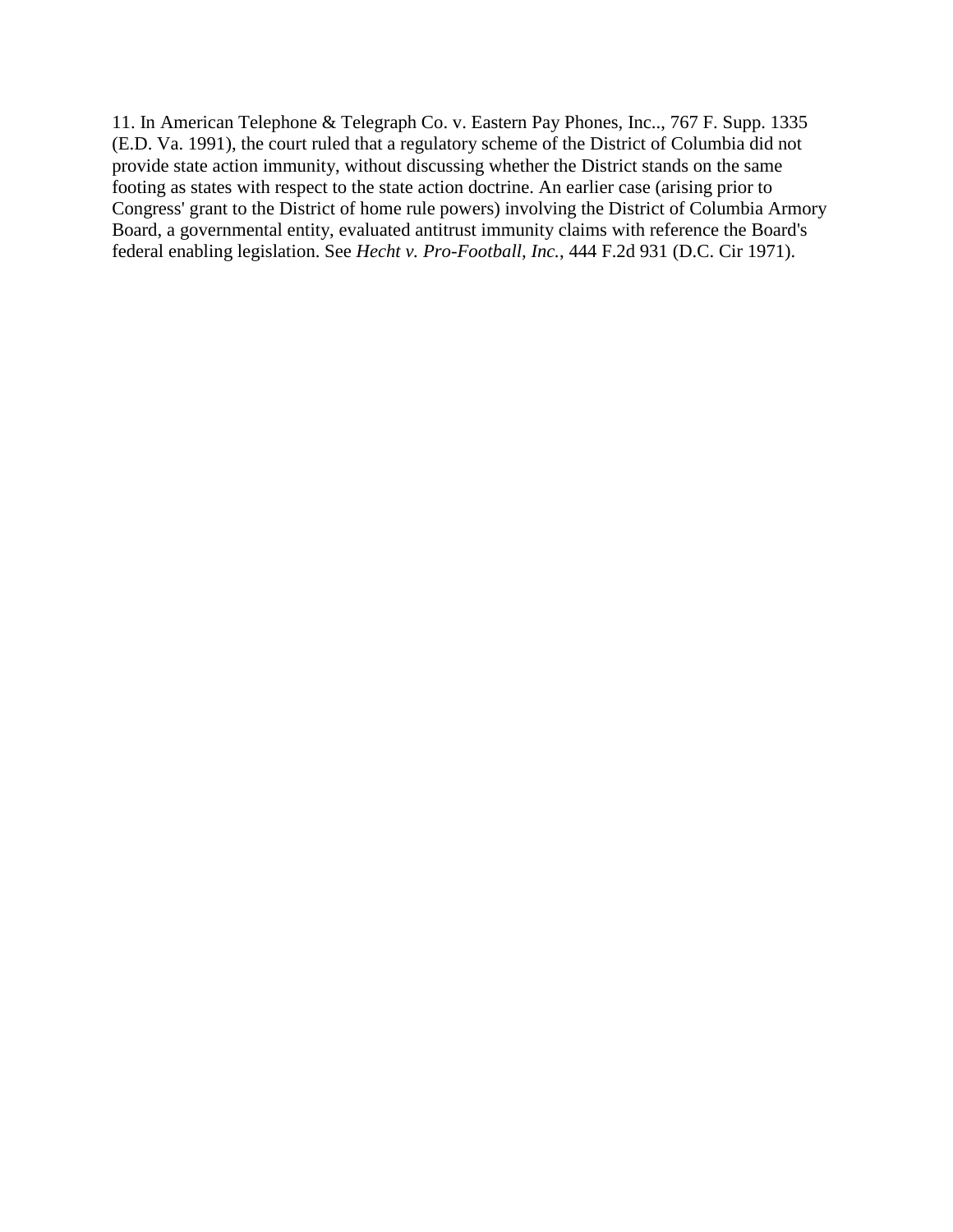11. In American Telephone & Telegraph Co. v. Eastern Pay Phones, Inc.., 767 F. Supp. 1335 (E.D. Va. 1991), the court ruled that a regulatory scheme of the District of Columbia did not provide state action immunity, without discussing whether the District stands on the same footing as states with respect to the state action doctrine. An earlier case (arising prior to Congress' grant to the District of home rule powers) involving the District of Columbia Armory Board, a governmental entity, evaluated antitrust immunity claims with reference the Board's federal enabling legislation. See *Hecht v. Pro-Football, Inc.*, 444 F.2d 931 (D.C. Cir 1971).